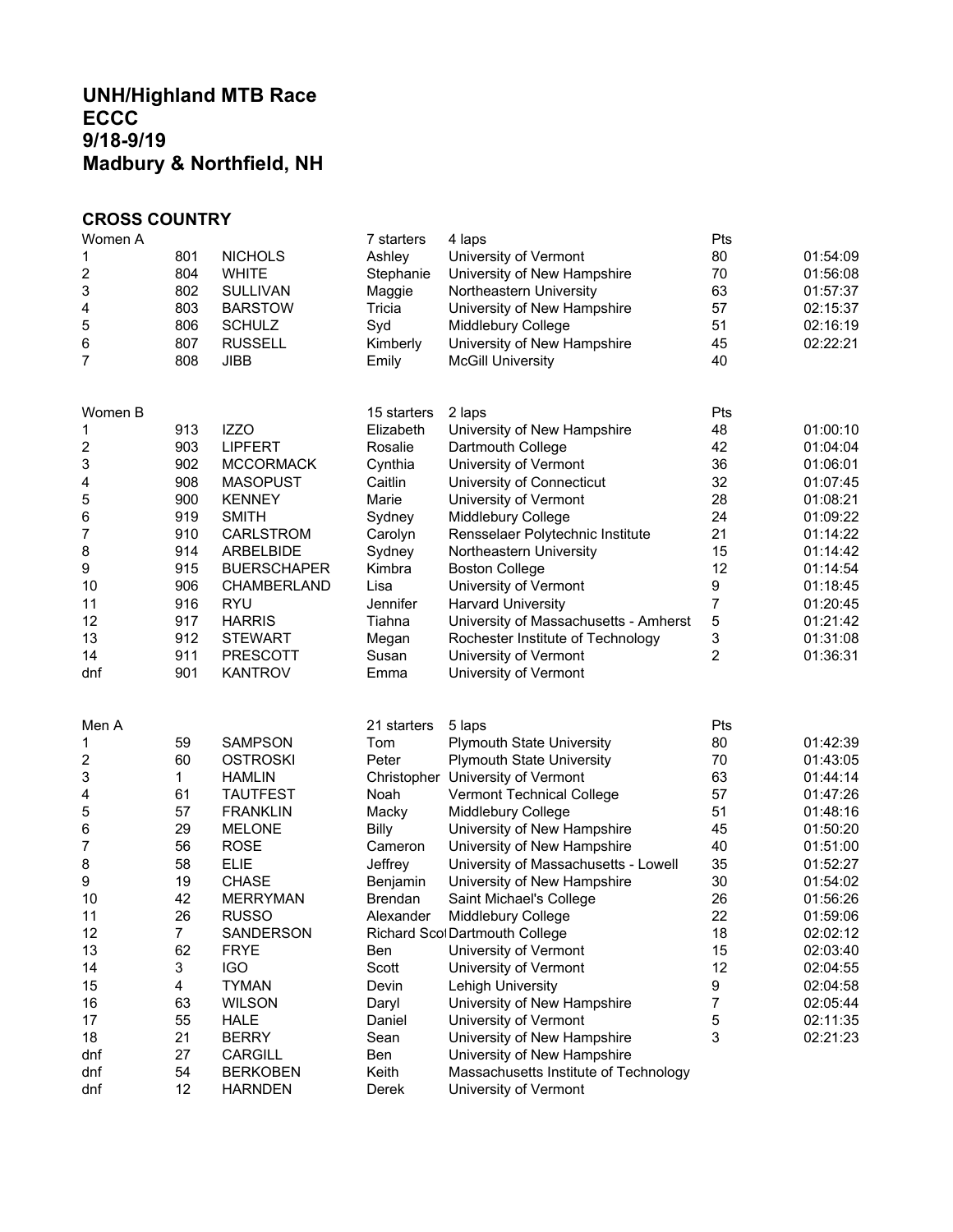# UNH/Highland MTB Race
# ECCC
# 9/18-9/19
# Madbury & Northfield, NH

## CROSS COUNTRY

| Women A | | | 7 starters | 4 laps | Pts | |
|---|---|---|---|---|---|---|
| 1 | 801 | NICHOLS | Ashley | University of Vermont | 80 | 01:54:09 |
| 2 | 804 | WHITE | Stephanie | University of New Hampshire | 70 | 01:56:08 |
| 3 | 802 | SULLIVAN | Maggie | Northeastern University | 63 | 01:57:37 |
| 4 | 803 | BARSTOW | Tricia | University of New Hampshire | 57 | 02:15:37 |
| 5 | 806 | SCHULZ | Syd | Middlebury College | 51 | 02:16:19 |
| 6 | 807 | RUSSELL | Kimberly | University of New Hampshire | 45 | 02:22:21 |
| 7 | 808 | JIBB | Emily | McGill University | 40 | |

| Women B | | | 15 starters | 2 laps | Pts | |
|---|---|---|---|---|---|---|
| 1 | 913 | IZZO | Elizabeth | University of New Hampshire | 48 | 01:00:10 |
| 2 | 903 | LIPFERT | Rosalie | Dartmouth College | 42 | 01:04:04 |
| 3 | 902 | MCCORMACK | Cynthia | University of Vermont | 36 | 01:06:01 |
| 4 | 908 | MASOPUST | Caitlin | University of Connecticut | 32 | 01:07:45 |
| 5 | 900 | KENNEY | Marie | University of Vermont | 28 | 01:08:21 |
| 6 | 919 | SMITH | Sydney | Middlebury College | 24 | 01:09:22 |
| 7 | 910 | CARLSTROM | Carolyn | Rensselaer Polytechnic Institute | 21 | 01:14:22 |
| 8 | 914 | ARBELBIDE | Sydney | Northeastern University | 15 | 01:14:42 |
| 9 | 915 | BUERSCHAPER | Kimbra | Boston College | 12 | 01:14:54 |
| 10 | 906 | CHAMBERLAND | Lisa | University of Vermont | 9 | 01:18:45 |
| 11 | 916 | RYU | Jennifer | Harvard University | 7 | 01:20:45 |
| 12 | 917 | HARRIS | Tiahna | University of Massachusetts - Amherst | 5 | 01:21:42 |
| 13 | 912 | STEWART | Megan | Rochester Institute of Technology | 3 | 01:31:08 |
| 14 | 911 | PRESCOTT | Susan | University of Vermont | 2 | 01:36:31 |
| dnf | 901 | KANTROV | Emma | University of Vermont | | |

| Men A | | | 21 starters | 5 laps | Pts | |
|---|---|---|---|---|---|---|
| 1 | 59 | SAMPSON | Tom | Plymouth State University | 80 | 01:42:39 |
| 2 | 60 | OSTROSKI | Peter | Plymouth State University | 70 | 01:43:05 |
| 3 | 1 | HAMLIN | Christopher | University of Vermont | 63 | 01:44:14 |
| 4 | 61 | TAUTFEST | Noah | Vermont Technical College | 57 | 01:47:26 |
| 5 | 57 | FRANKLIN | Macky | Middlebury College | 51 | 01:48:16 |
| 6 | 29 | MELONE | Billy | University of New Hampshire | 45 | 01:50:20 |
| 7 | 56 | ROSE | Cameron | University of New Hampshire | 40 | 01:51:00 |
| 8 | 58 | ELIE | Jeffrey | University of Massachusetts - Lowell | 35 | 01:52:27 |
| 9 | 19 | CHASE | Benjamin | University of New Hampshire | 30 | 01:54:02 |
| 10 | 42 | MERRYMAN | Brendan | Saint Michael's College | 26 | 01:56:26 |
| 11 | 26 | RUSSO | Alexander | Middlebury College | 22 | 01:59:06 |
| 12 | 7 | SANDERSON | Richard Scot | Dartmouth College | 18 | 02:02:12 |
| 13 | 62 | FRYE | Ben | University of Vermont | 15 | 02:03:40 |
| 14 | 3 | IGO | Scott | University of Vermont | 12 | 02:04:55 |
| 15 | 4 | TYMAN | Devin | Lehigh University | 9 | 02:04:58 |
| 16 | 63 | WILSON | Daryl | University of New Hampshire | 7 | 02:05:44 |
| 17 | 55 | HALE | Daniel | University of Vermont | 5 | 02:11:35 |
| 18 | 21 | BERRY | Sean | University of New Hampshire | 3 | 02:21:23 |
| dnf | 27 | CARGILL | Ben | University of New Hampshire | | |
| dnf | 54 | BERKOBEN | Keith | Massachusetts Institute of Technology | | |
| dnf | 12 | HARNDEN | Derek | University of Vermont | | |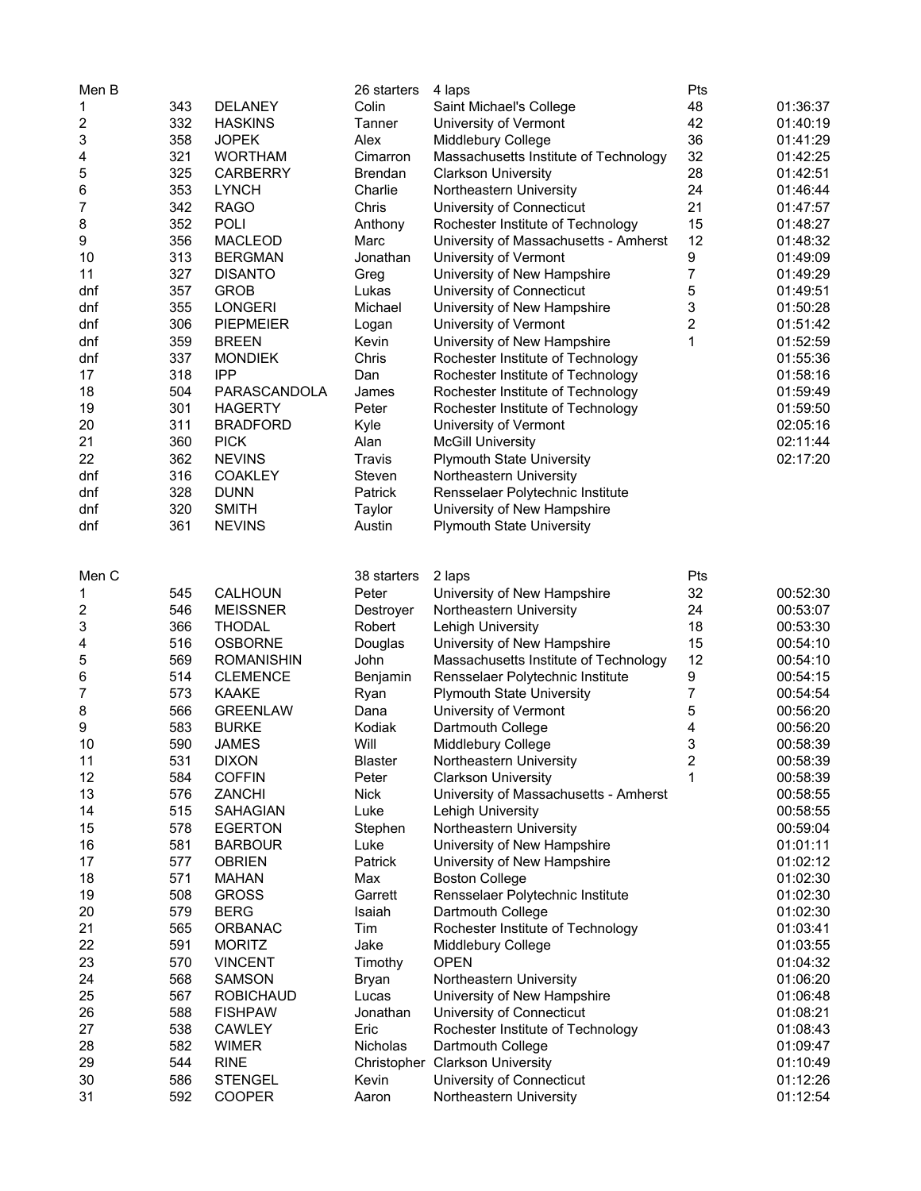| Men B | | | 26 starters | 4 laps | Pts | |
|---|---|---|---|---|---|---|
| 1 | 343 | DELANEY | Colin | Saint Michael's College | 48 | 01:36:37 |
| 2 | 332 | HASKINS | Tanner | University of Vermont | 42 | 01:40:19 |
| 3 | 358 | JOPEK | Alex | Middlebury College | 36 | 01:41:29 |
| 4 | 321 | WORTHAM | Cimarron | Massachusetts Institute of Technology | 32 | 01:42:25 |
| 5 | 325 | CARBERRY | Brendan | Clarkson University | 28 | 01:42:51 |
| 6 | 353 | LYNCH | Charlie | Northeastern University | 24 | 01:46:44 |
| 7 | 342 | RAGO | Chris | University of Connecticut | 21 | 01:47:57 |
| 8 | 352 | POLI | Anthony | Rochester Institute of Technology | 15 | 01:48:27 |
| 9 | 356 | MACLEOD | Marc | University of Massachusetts - Amherst | 12 | 01:48:32 |
| 10 | 313 | BERGMAN | Jonathan | University of Vermont | 9 | 01:49:09 |
| 11 | 327 | DISANTO | Greg | University of New Hampshire | 7 | 01:49:29 |
| dnf | 357 | GROB | Lukas | University of Connecticut | 5 | 01:49:51 |
| dnf | 355 | LONGERI | Michael | University of New Hampshire | 3 | 01:50:28 |
| dnf | 306 | PIEPMEIER | Logan | University of Vermont | 2 | 01:51:42 |
| dnf | 359 | BREEN | Kevin | University of New Hampshire | 1 | 01:52:59 |
| dnf | 337 | MONDIEK | Chris | Rochester Institute of Technology | | 01:55:36 |
| 17 | 318 | IPP | Dan | Rochester Institute of Technology | | 01:58:16 |
| 18 | 504 | PARASCANDOLA | James | Rochester Institute of Technology | | 01:59:49 |
| 19 | 301 | HAGERTY | Peter | Rochester Institute of Technology | | 01:59:50 |
| 20 | 311 | BRADFORD | Kyle | University of Vermont | | 02:05:16 |
| 21 | 360 | PICK | Alan | McGill University | | 02:11:44 |
| 22 | 362 | NEVINS | Travis | Plymouth State University | | 02:17:20 |
| dnf | 316 | COAKLEY | Steven | Northeastern University | | |
| dnf | 328 | DUNN | Patrick | Rensselaer Polytechnic Institute | | |
| dnf | 320 | SMITH | Taylor | University of New Hampshire | | |
| dnf | 361 | NEVINS | Austin | Plymouth State University | | |

| Men C | | | 38 starters | 2 laps | Pts | |
|---|---|---|---|---|---|---|
| 1 | 545 | CALHOUN | Peter | University of New Hampshire | 32 | 00:52:30 |
| 2 | 546 | MEISSNER | Destroyer | Northeastern University | 24 | 00:53:07 |
| 3 | 366 | THODAL | Robert | Lehigh University | 18 | 00:53:30 |
| 4 | 516 | OSBORNE | Douglas | University of New Hampshire | 15 | 00:54:10 |
| 5 | 569 | ROMANISHIN | John | Massachusetts Institute of Technology | 12 | 00:54:10 |
| 6 | 514 | CLEMENCE | Benjamin | Rensselaer Polytechnic Institute | 9 | 00:54:15 |
| 7 | 573 | KAAKE | Ryan | Plymouth State University | 7 | 00:54:54 |
| 8 | 566 | GREENLAW | Dana | University of Vermont | 5 | 00:56:20 |
| 9 | 583 | BURKE | Kodiak | Dartmouth College | 4 | 00:56:20 |
| 10 | 590 | JAMES | Will | Middlebury College | 3 | 00:58:39 |
| 11 | 531 | DIXON | Blaster | Northeastern University | 2 | 00:58:39 |
| 12 | 584 | COFFIN | Peter | Clarkson University | 1 | 00:58:39 |
| 13 | 576 | ZANCHI | Nick | University of Massachusetts - Amherst | | 00:58:55 |
| 14 | 515 | SAHAGIAN | Luke | Lehigh University | | 00:58:55 |
| 15 | 578 | EGERTON | Stephen | Northeastern University | | 00:59:04 |
| 16 | 581 | BARBOUR | Luke | University of New Hampshire | | 01:01:11 |
| 17 | 577 | OBRIEN | Patrick | University of New Hampshire | | 01:02:12 |
| 18 | 571 | MAHAN | Max | Boston College | | 01:02:30 |
| 19 | 508 | GROSS | Garrett | Rensselaer Polytechnic Institute | | 01:02:30 |
| 20 | 579 | BERG | Isaiah | Dartmouth College | | 01:02:30 |
| 21 | 565 | ORBANAC | Tim | Rochester Institute of Technology | | 01:03:41 |
| 22 | 591 | MORITZ | Jake | Middlebury College | | 01:03:55 |
| 23 | 570 | VINCENT | Timothy | OPEN | | 01:04:32 |
| 24 | 568 | SAMSON | Bryan | Northeastern University | | 01:06:20 |
| 25 | 567 | ROBICHAUD | Lucas | University of New Hampshire | | 01:06:48 |
| 26 | 588 | FISHPAW | Jonathan | University of Connecticut | | 01:08:21 |
| 27 | 538 | CAWLEY | Eric | Rochester Institute of Technology | | 01:08:43 |
| 28 | 582 | WIMER | Nicholas | Dartmouth College | | 01:09:47 |
| 29 | 544 | RINE | Christopher | Clarkson University | | 01:10:49 |
| 30 | 586 | STENGEL | Kevin | University of Connecticut | | 01:12:26 |
| 31 | 592 | COOPER | Aaron | Northeastern University | | 01:12:54 |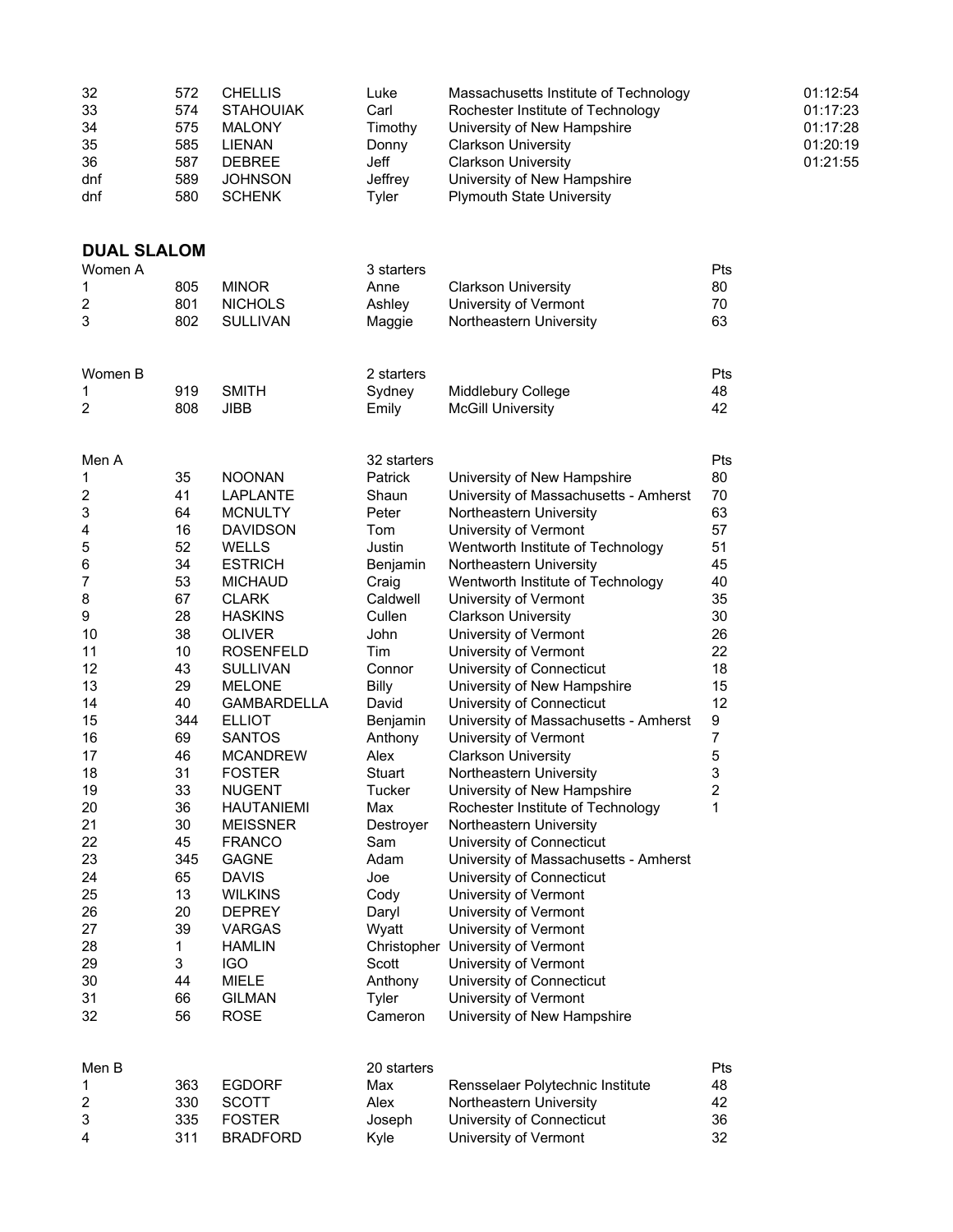| | | | | | |
|---|---|---|---|---|---|
| 32 | 572 | CHELLIS | Luke | Massachusetts Institute of Technology | 01:12:54 |
| 33 | 574 | STAHOUIAK | Carl | Rochester Institute of Technology | 01:17:23 |
| 34 | 575 | MALONY | Timothy | University of New Hampshire | 01:17:28 |
| 35 | 585 | LIENAN | Donny | Clarkson University | 01:20:19 |
| 36 | 587 | DEBREE | Jeff | Clarkson University | 01:21:55 |
| dnf | 589 | JOHNSON | Jeffrey | University of New Hampshire | |
| dnf | 580 | SCHENK | Tyler | Plymouth State University | |

## DUAL SLALOM

| Women A | | | 3 starters | | Pts |
|---|---|---|---|---|---|
| 1 | 805 | MINOR | Anne | Clarkson University | 80 |
| 2 | 801 | NICHOLS | Ashley | University of Vermont | 70 |
| 3 | 802 | SULLIVAN | Maggie | Northeastern University | 63 |

| Women B | | | 2 starters | | Pts |
|---|---|---|---|---|---|
| 1 | 919 | SMITH | Sydney | Middlebury College | 48 |
| 2 | 808 | JIBB | Emily | McGill University | 42 |

| Men A | | | 32 starters | | Pts |
|---|---|---|---|---|---|
| 1 | 35 | NOONAN | Patrick | University of New Hampshire | 80 |
| 2 | 41 | LAPLANTE | Shaun | University of Massachusetts - Amherst | 70 |
| 3 | 64 | MCNULTY | Peter | Northeastern University | 63 |
| 4 | 16 | DAVIDSON | Tom | University of Vermont | 57 |
| 5 | 52 | WELLS | Justin | Wentworth Institute of Technology | 51 |
| 6 | 34 | ESTRICH | Benjamin | Northeastern University | 45 |
| 7 | 53 | MICHAUD | Craig | Wentworth Institute of Technology | 40 |
| 8 | 67 | CLARK | Caldwell | University of Vermont | 35 |
| 9 | 28 | HASKINS | Cullen | Clarkson University | 30 |
| 10 | 38 | OLIVER | John | University of Vermont | 26 |
| 11 | 10 | ROSENFELD | Tim | University of Vermont | 22 |
| 12 | 43 | SULLIVAN | Connor | University of Connecticut | 18 |
| 13 | 29 | MELONE | Billy | University of New Hampshire | 15 |
| 14 | 40 | GAMBARDELLA | David | University of Connecticut | 12 |
| 15 | 344 | ELLIOT | Benjamin | University of Massachusetts - Amherst | 9 |
| 16 | 69 | SANTOS | Anthony | University of Vermont | 7 |
| 17 | 46 | MCANDREW | Alex | Clarkson University | 5 |
| 18 | 31 | FOSTER | Stuart | Northeastern University | 3 |
| 19 | 33 | NUGENT | Tucker | University of New Hampshire | 2 |
| 20 | 36 | HAUTANIEMI | Max | Rochester Institute of Technology | 1 |
| 21 | 30 | MEISSNER | Destroyer | Northeastern University | |
| 22 | 45 | FRANCO | Sam | University of Connecticut | |
| 23 | 345 | GAGNE | Adam | University of Massachusetts - Amherst | |
| 24 | 65 | DAVIS | Joe | University of Connecticut | |
| 25 | 13 | WILKINS | Cody | University of Vermont | |
| 26 | 20 | DEPREY | Daryl | University of Vermont | |
| 27 | 39 | VARGAS | Wyatt | University of Vermont | |
| 28 | 1 | HAMLIN | Christopher | University of Vermont | |
| 29 | 3 | IGO | Scott | University of Vermont | |
| 30 | 44 | MIELE | Anthony | University of Connecticut | |
| 31 | 66 | GILMAN | Tyler | University of Vermont | |
| 32 | 56 | ROSE | Cameron | University of New Hampshire | |

| Men B | | | 20 starters | | Pts |
|---|---|---|---|---|---|
| 1 | 363 | EGDORF | Max | Rensselaer Polytechnic Institute | 48 |
| 2 | 330 | SCOTT | Alex | Northeastern University | 42 |
| 3 | 335 | FOSTER | Joseph | University of Connecticut | 36 |
| 4 | 311 | BRADFORD | Kyle | University of Vermont | 32 |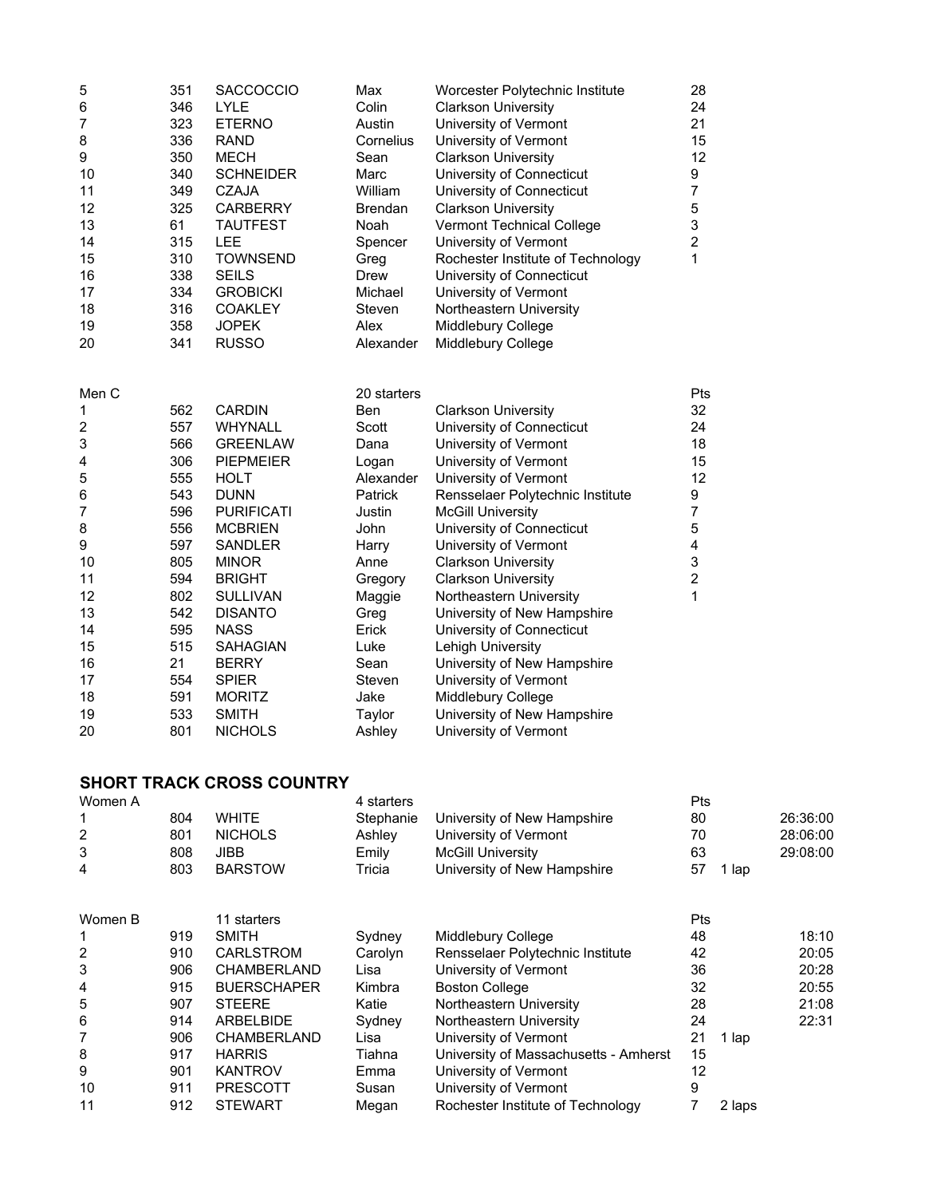| | | | | | |
|---|---|---|---|---|---|
| 5 | 351 | SACCOCCIO | Max | Worcester Polytechnic Institute | 28 |
| 6 | 346 | LYLE | Colin | Clarkson University | 24 |
| 7 | 323 | ETERNO | Austin | University of Vermont | 21 |
| 8 | 336 | RAND | Cornelius | University of Vermont | 15 |
| 9 | 350 | MECH | Sean | Clarkson University | 12 |
| 10 | 340 | SCHNEIDER | Marc | University of Connecticut | 9 |
| 11 | 349 | CZAJA | William | University of Connecticut | 7 |
| 12 | 325 | CARBERRY | Brendan | Clarkson University | 5 |
| 13 | 61 | TAUTFEST | Noah | Vermont Technical College | 3 |
| 14 | 315 | LEE | Spencer | University of Vermont | 2 |
| 15 | 310 | TOWNSEND | Greg | Rochester Institute of Technology | 1 |
| 16 | 338 | SEILS | Drew | University of Connecticut | |
| 17 | 334 | GROBICKI | Michael | University of Vermont | |
| 18 | 316 | COAKLEY | Steven | Northeastern University | |
| 19 | 358 | JOPEK | Alex | Middlebury College | |
| 20 | 341 | RUSSO | Alexander | Middlebury College | |

| Men C | | | 20 starters | | Pts |
|---|---|---|---|---|---|
| 1 | 562 | CARDIN | Ben | Clarkson University | 32 |
| 2 | 557 | WHYNALL | Scott | University of Connecticut | 24 |
| 3 | 566 | GREENLAW | Dana | University of Vermont | 18 |
| 4 | 306 | PIEPMEIER | Logan | University of Vermont | 15 |
| 5 | 555 | HOLT | Alexander | University of Vermont | 12 |
| 6 | 543 | DUNN | Patrick | Rensselaer Polytechnic Institute | 9 |
| 7 | 596 | PURIFICATI | Justin | McGill University | 7 |
| 8 | 556 | MCBRIEN | John | University of Connecticut | 5 |
| 9 | 597 | SANDLER | Harry | University of Vermont | 4 |
| 10 | 805 | MINOR | Anne | Clarkson University | 3 |
| 11 | 594 | BRIGHT | Gregory | Clarkson University | 2 |
| 12 | 802 | SULLIVAN | Maggie | Northeastern University | 1 |
| 13 | 542 | DISANTO | Greg | University of New Hampshire | |
| 14 | 595 | NASS | Erick | University of Connecticut | |
| 15 | 515 | SAHAGIAN | Luke | Lehigh University | |
| 16 | 21 | BERRY | Sean | University of New Hampshire | |
| 17 | 554 | SPIER | Steven | University of Vermont | |
| 18 | 591 | MORITZ | Jake | Middlebury College | |
| 19 | 533 | SMITH | Taylor | University of New Hampshire | |
| 20 | 801 | NICHOLS | Ashley | University of Vermont | |

## SHORT TRACK CROSS COUNTRY

| Women A | | | 4 starters | | Pts | | |
|---|---|---|---|---|---|---|---|
| 1 | 804 | WHITE | Stephanie | University of New Hampshire | 80 | | 26:36:00 |
| 2 | 801 | NICHOLS | Ashley | University of Vermont | 70 | | 28:06:00 |
| 3 | 808 | JIBB | Emily | McGill University | 63 | | 29:08:00 |
| 4 | 803 | BARSTOW | Tricia | University of New Hampshire | 57 | 1 lap | |

| Women B | | 11 starters | | | Pts | | |
|---|---|---|---|---|---|---|---|
| 1 | 919 | SMITH | Sydney | Middlebury College | 48 | | 18:10 |
| 2 | 910 | CARLSTROM | Carolyn | Rensselaer Polytechnic Institute | 42 | | 20:05 |
| 3 | 906 | CHAMBERLAND | Lisa | University of Vermont | 36 | | 20:28 |
| 4 | 915 | BUERSCHAPER | Kimbra | Boston College | 32 | | 20:55 |
| 5 | 907 | STEERE | Katie | Northeastern University | 28 | | 21:08 |
| 6 | 914 | ARBELBIDE | Sydney | Northeastern University | 24 | | 22:31 |
| 7 | 906 | CHAMBERLAND | Lisa | University of Vermont | 21 | 1 lap | |
| 8 | 917 | HARRIS | Tiahna | University of Massachusetts - Amherst | 15 | | |
| 9 | 901 | KANTROV | Emma | University of Vermont | 12 | | |
| 10 | 911 | PRESCOTT | Susan | University of Vermont | 9 | | |
| 11 | 912 | STEWART | Megan | Rochester Institute of Technology | 7 | 2 laps | |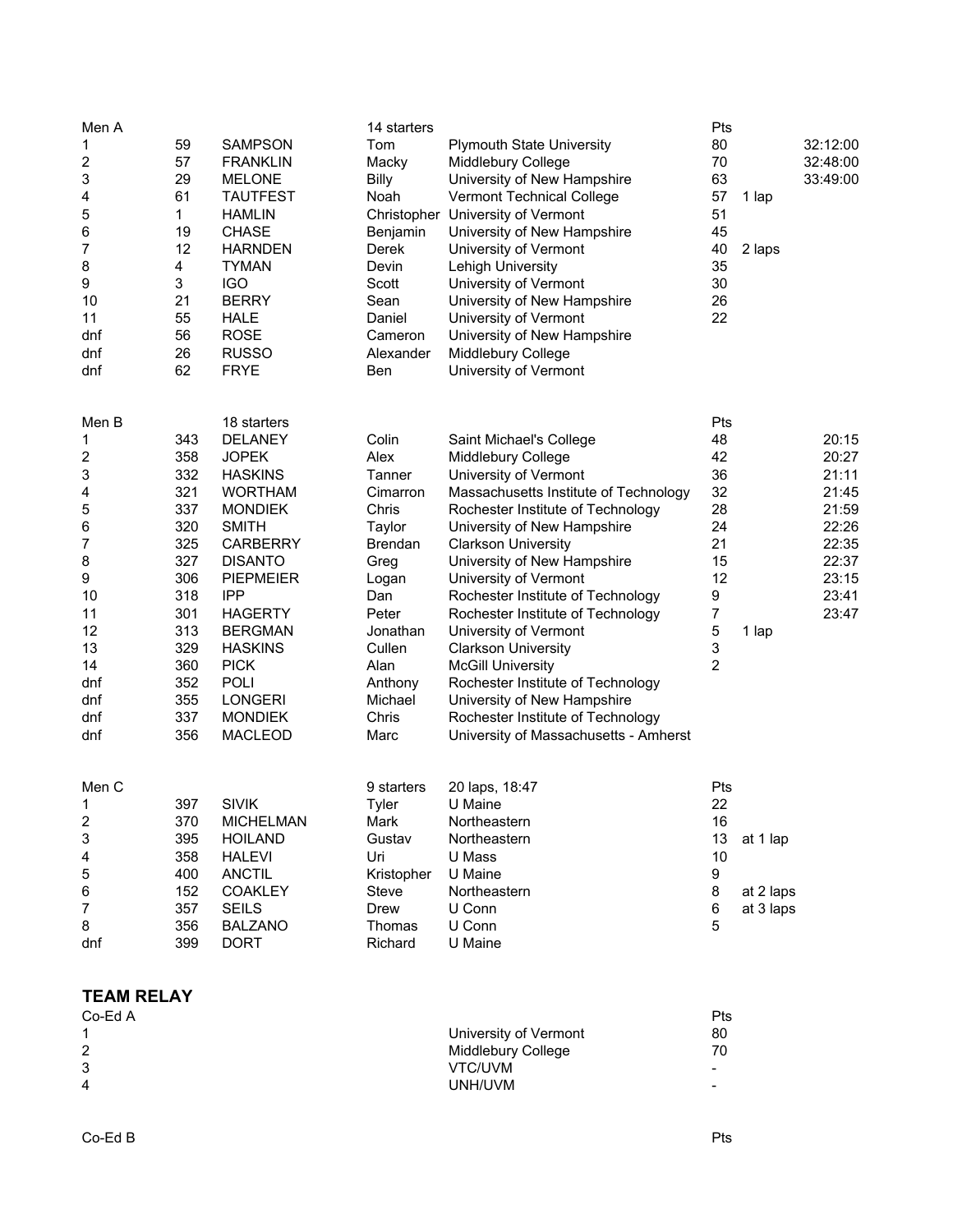| Men A | | | 14 starters | | Pts | | |
|---|---|---|---|---|---|---|---|
| 1 | 59 | SAMPSON | Tom | Plymouth State University | 80 | | 32:12:00 |
| 2 | 57 | FRANKLIN | Macky | Middlebury College | 70 | | 32:48:00 |
| 3 | 29 | MELONE | Billy | University of New Hampshire | 63 | | 33:49:00 |
| 4 | 61 | TAUTFEST | Noah | Vermont Technical College | 57 | 1 lap | |
| 5 | 1 | HAMLIN | Christopher | University of Vermont | 51 | | |
| 6 | 19 | CHASE | Benjamin | University of New Hampshire | 45 | | |
| 7 | 12 | HARNDEN | Derek | University of Vermont | 40 | 2 laps | |
| 8 | 4 | TYMAN | Devin | Lehigh University | 35 | | |
| 9 | 3 | IGO | Scott | University of Vermont | 30 | | |
| 10 | 21 | BERRY | Sean | University of New Hampshire | 26 | | |
| 11 | 55 | HALE | Daniel | University of Vermont | 22 | | |
| dnf | 56 | ROSE | Cameron | University of New Hampshire | | | |
| dnf | 26 | RUSSO | Alexander | Middlebury College | | | |
| dnf | 62 | FRYE | Ben | University of Vermont | | | |

| Men B | | 18 starters | | | Pts | | |
|---|---|---|---|---|---|---|---|
| 1 | 343 | DELANEY | Colin | Saint Michael's College | 48 | | 20:15 |
| 2 | 358 | JOPEK | Alex | Middlebury College | 42 | | 20:27 |
| 3 | 332 | HASKINS | Tanner | University of Vermont | 36 | | 21:11 |
| 4 | 321 | WORTHAM | Cimarron | Massachusetts Institute of Technology | 32 | | 21:45 |
| 5 | 337 | MONDIEK | Chris | Rochester Institute of Technology | 28 | | 21:59 |
| 6 | 320 | SMITH | Taylor | University of New Hampshire | 24 | | 22:26 |
| 7 | 325 | CARBERRY | Brendan | Clarkson University | 21 | | 22:35 |
| 8 | 327 | DISANTO | Greg | University of New Hampshire | 15 | | 22:37 |
| 9 | 306 | PIEPMEIER | Logan | University of Vermont | 12 | | 23:15 |
| 10 | 318 | IPP | Dan | Rochester Institute of Technology | 9 | | 23:41 |
| 11 | 301 | HAGERTY | Peter | Rochester Institute of Technology | 7 | | 23:47 |
| 12 | 313 | BERGMAN | Jonathan | University of Vermont | 5 | 1 lap | |
| 13 | 329 | HASKINS | Cullen | Clarkson University | 3 | | |
| 14 | 360 | PICK | Alan | McGill University | 2 | | |
| dnf | 352 | POLI | Anthony | Rochester Institute of Technology | | | |
| dnf | 355 | LONGERI | Michael | University of New Hampshire | | | |
| dnf | 337 | MONDIEK | Chris | Rochester Institute of Technology | | | |
| dnf | 356 | MACLEOD | Marc | University of Massachusetts - Amherst | | | |

| Men C | | | 9 starters | 20 laps, 18:47 | Pts | |
|---|---|---|---|---|---|---|
| 1 | 397 | SIVIK | Tyler | U Maine | 22 | |
| 2 | 370 | MICHELMAN | Mark | Northeastern | 16 | |
| 3 | 395 | HOILAND | Gustav | Northeastern | 13 | at 1 lap |
| 4 | 358 | HALEVI | Uri | U Mass | 10 | |
| 5 | 400 | ANCTIL | Kristopher | U Maine | 9 | |
| 6 | 152 | COAKLEY | Steve | Northeastern | 8 | at 2 laps |
| 7 | 357 | SEILS | Drew | U Conn | 6 | at 3 laps |
| 8 | 356 | BALZANO | Thomas | U Conn | 5 | |
| dnf | 399 | DORT | Richard | U Maine | | |

## TEAM RELAY

| Co-Ed A | | Pts |
|---|---|---|
| 1 | University of Vermont | 80 |
| 2 | Middlebury College | 70 |
| 3 | VTC/UVM | - |
| 4 | UNH/UVM | - |

| Co-Ed B | | Pts |
|---|---|---|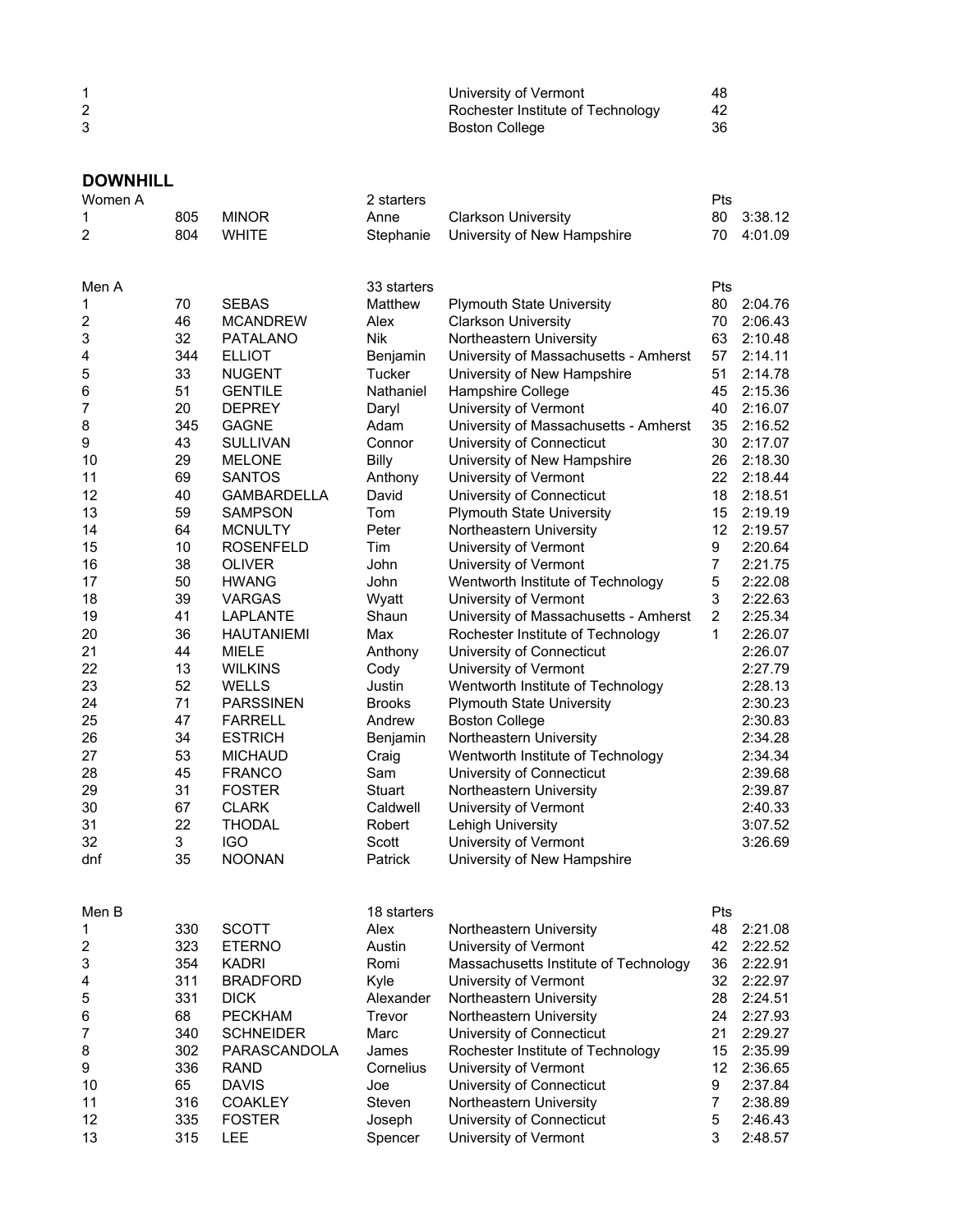| | | |
|---|---|---|
| 1 | University of Vermont | 48 |
| 2 | Rochester Institute of Technology | 42 |
| 3 | Boston College | 36 |

## DOWNHILL

| Women A | | | 2 starters | | Pts | |
|---|---|---|---|---|---|---|
| 1 | 805 | MINOR | Anne | Clarkson University | 80 | 3:38.12 |
| 2 | 804 | WHITE | Stephanie | University of New Hampshire | 70 | 4:01.09 |

| Men A | | | 33 starters | | Pts | |
|---|---|---|---|---|---|---|
| 1 | 70 | SEBAS | Matthew | Plymouth State University | 80 | 2:04.76 |
| 2 | 46 | MCANDREW | Alex | Clarkson University | 70 | 2:06.43 |
| 3 | 32 | PATALANO | Nik | Northeastern University | 63 | 2:10.48 |
| 4 | 344 | ELLIOT | Benjamin | University of Massachusetts - Amherst | 57 | 2:14.11 |
| 5 | 33 | NUGENT | Tucker | University of New Hampshire | 51 | 2:14.78 |
| 6 | 51 | GENTILE | Nathaniel | Hampshire College | 45 | 2:15.36 |
| 7 | 20 | DEPREY | Daryl | University of Vermont | 40 | 2:16.07 |
| 8 | 345 | GAGNE | Adam | University of Massachusetts - Amherst | 35 | 2:16.52 |
| 9 | 43 | SULLIVAN | Connor | University of Connecticut | 30 | 2:17.07 |
| 10 | 29 | MELONE | Billy | University of New Hampshire | 26 | 2:18.30 |
| 11 | 69 | SANTOS | Anthony | University of Vermont | 22 | 2:18.44 |
| 12 | 40 | GAMBARDELLA | David | University of Connecticut | 18 | 2:18.51 |
| 13 | 59 | SAMPSON | Tom | Plymouth State University | 15 | 2:19.19 |
| 14 | 64 | MCNULTY | Peter | Northeastern University | 12 | 2:19.57 |
| 15 | 10 | ROSENFELD | Tim | University of Vermont | 9 | 2:20.64 |
| 16 | 38 | OLIVER | John | University of Vermont | 7 | 2:21.75 |
| 17 | 50 | HWANG | John | Wentworth Institute of Technology | 5 | 2:22.08 |
| 18 | 39 | VARGAS | Wyatt | University of Vermont | 3 | 2:22.63 |
| 19 | 41 | LAPLANTE | Shaun | University of Massachusetts - Amherst | 2 | 2:25.34 |
| 20 | 36 | HAUTANIEMI | Max | Rochester Institute of Technology | 1 | 2:26.07 |
| 21 | 44 | MIELE | Anthony | University of Connecticut | | 2:26.07 |
| 22 | 13 | WILKINS | Cody | University of Vermont | | 2:27.79 |
| 23 | 52 | WELLS | Justin | Wentworth Institute of Technology | | 2:28.13 |
| 24 | 71 | PARSSINEN | Brooks | Plymouth State University | | 2:30.23 |
| 25 | 47 | FARRELL | Andrew | Boston College | | 2:30.83 |
| 26 | 34 | ESTRICH | Benjamin | Northeastern University | | 2:34.28 |
| 27 | 53 | MICHAUD | Craig | Wentworth Institute of Technology | | 2:34.34 |
| 28 | 45 | FRANCO | Sam | University of Connecticut | | 2:39.68 |
| 29 | 31 | FOSTER | Stuart | Northeastern University | | 2:39.87 |
| 30 | 67 | CLARK | Caldwell | University of Vermont | | 2:40.33 |
| 31 | 22 | THODAL | Robert | Lehigh University | | 3:07.52 |
| 32 | 3 | IGO | Scott | University of Vermont | | 3:26.69 |
| dnf | 35 | NOONAN | Patrick | University of New Hampshire | | |

| Men B | | | 18 starters | | Pts | |
|---|---|---|---|---|---|---|
| 1 | 330 | SCOTT | Alex | Northeastern University | 48 | 2:21.08 |
| 2 | 323 | ETERNO | Austin | University of Vermont | 42 | 2:22.52 |
| 3 | 354 | KADRI | Romi | Massachusetts Institute of Technology | 36 | 2:22.91 |
| 4 | 311 | BRADFORD | Kyle | University of Vermont | 32 | 2:22.97 |
| 5 | 331 | DICK | Alexander | Northeastern University | 28 | 2:24.51 |
| 6 | 68 | PECKHAM | Trevor | Northeastern University | 24 | 2:27.93 |
| 7 | 340 | SCHNEIDER | Marc | University of Connecticut | 21 | 2:29.27 |
| 8 | 302 | PARASCANDOLA | James | Rochester Institute of Technology | 15 | 2:35.99 |
| 9 | 336 | RAND | Cornelius | University of Vermont | 12 | 2:36.65 |
| 10 | 65 | DAVIS | Joe | University of Connecticut | 9 | 2:37.84 |
| 11 | 316 | COAKLEY | Steven | Northeastern University | 7 | 2:38.89 |
| 12 | 335 | FOSTER | Joseph | University of Connecticut | 5 | 2:46.43 |
| 13 | 315 | LEE | Spencer | University of Vermont | 3 | 2:48.57 |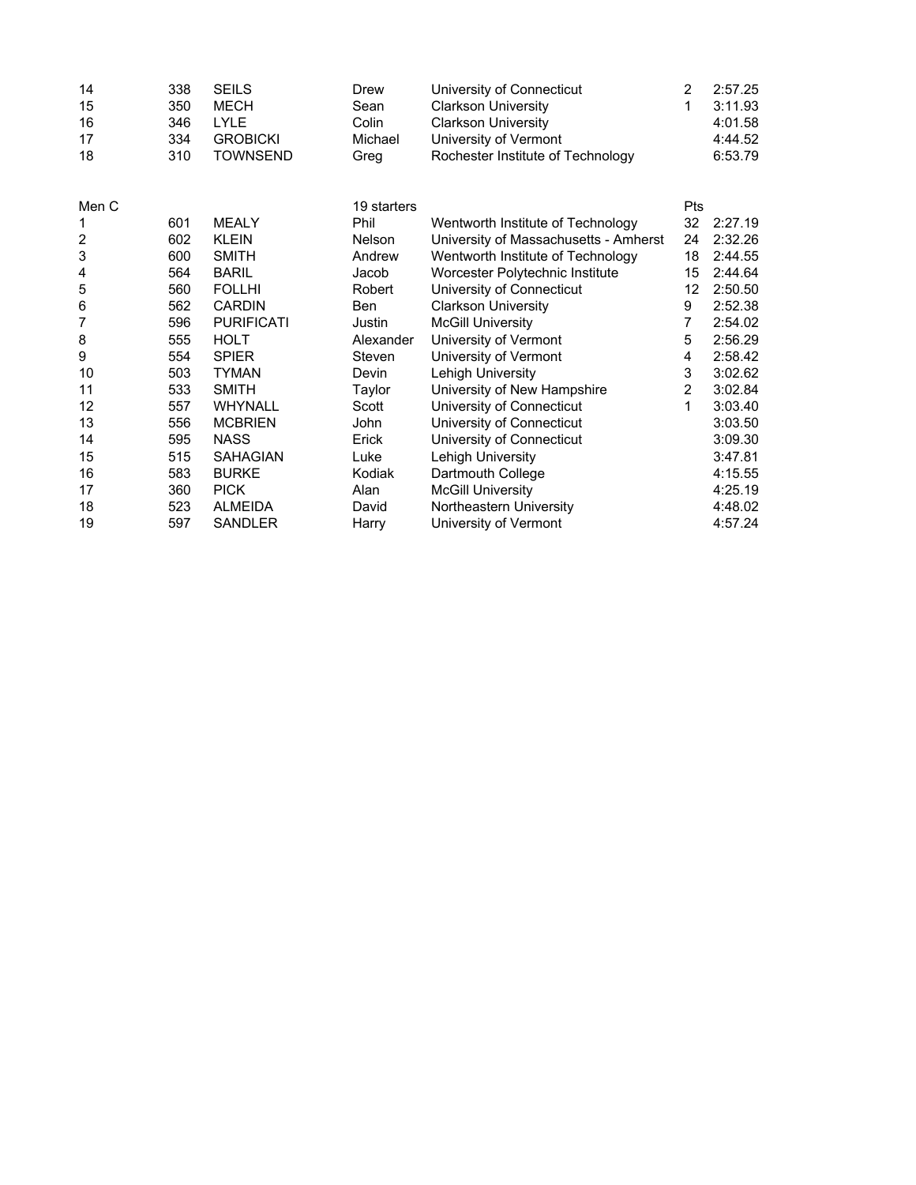| | | | | | | |
|---|---|---|---|---|---|---|
| 14 | 338 | SEILS | Drew | University of Connecticut | 2 | 2:57.25 |
| 15 | 350 | MECH | Sean | Clarkson University | 1 | 3:11.93 |
| 16 | 346 | LYLE | Colin | Clarkson University | | 4:01.58 |
| 17 | 334 | GROBICKI | Michael | University of Vermont | | 4:44.52 |
| 18 | 310 | TOWNSEND | Greg | Rochester Institute of Technology | | 6:53.79 |

| Men C | | | 19 starters | | Pts | |
|---|---|---|---|---|---|---|
| 1 | 601 | MEALY | Phil | Wentworth Institute of Technology | 32 | 2:27.19 |
| 2 | 602 | KLEIN | Nelson | University of Massachusetts - Amherst | 24 | 2:32.26 |
| 3 | 600 | SMITH | Andrew | Wentworth Institute of Technology | 18 | 2:44.55 |
| 4 | 564 | BARIL | Jacob | Worcester Polytechnic Institute | 15 | 2:44.64 |
| 5 | 560 | FOLLHI | Robert | University of Connecticut | 12 | 2:50.50 |
| 6 | 562 | CARDIN | Ben | Clarkson University | 9 | 2:52.38 |
| 7 | 596 | PURIFICATI | Justin | McGill University | 7 | 2:54.02 |
| 8 | 555 | HOLT | Alexander | University of Vermont | 5 | 2:56.29 |
| 9 | 554 | SPIER | Steven | University of Vermont | 4 | 2:58.42 |
| 10 | 503 | TYMAN | Devin | Lehigh University | 3 | 3:02.62 |
| 11 | 533 | SMITH | Taylor | University of New Hampshire | 2 | 3:02.84 |
| 12 | 557 | WHYNALL | Scott | University of Connecticut | 1 | 3:03.40 |
| 13 | 556 | MCBRIEN | John | University of Connecticut | | 3:03.50 |
| 14 | 595 | NASS | Erick | University of Connecticut | | 3:09.30 |
| 15 | 515 | SAHAGIAN | Luke | Lehigh University | | 3:47.81 |
| 16 | 583 | BURKE | Kodiak | Dartmouth College | | 4:15.55 |
| 17 | 360 | PICK | Alan | McGill University | | 4:25.19 |
| 18 | 523 | ALMEIDA | David | Northeastern University | | 4:48.02 |
| 19 | 597 | SANDLER | Harry | University of Vermont | | 4:57.24 |